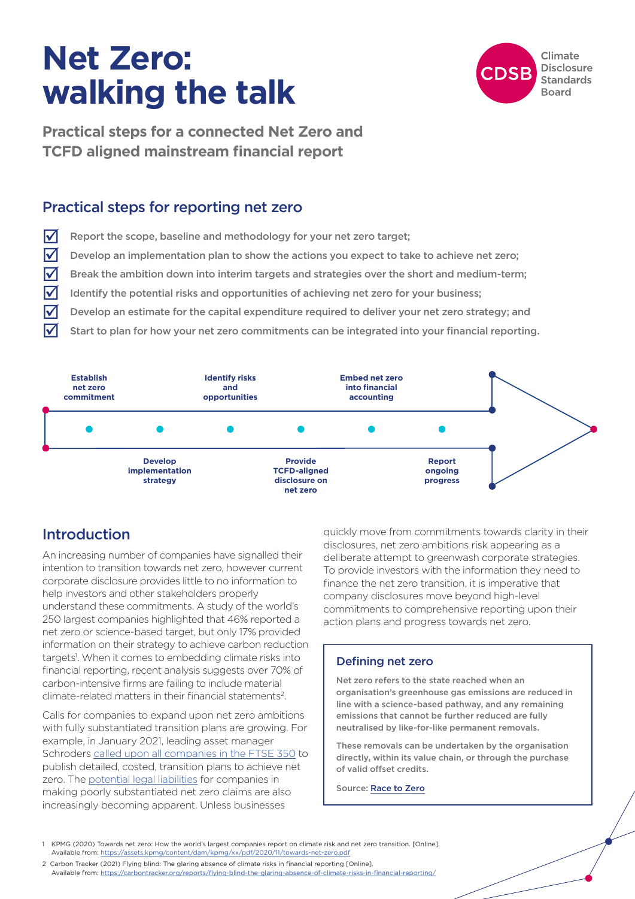# Net Zero: walking the talk

Climate Disclosure Standards Board

## Practical steps for a connected Net Zero and TCFD aligned mainstream financial report

### Practical steps for reporting net zero

- ☑ Report the scope, baseline and methodology for your net zero target;
- ☑ Develop an implementation plan to show the actions you expect to take to achieve net zero;
- ☑ Break the ambition down into interim targets and strategies over the short and medium-term;
- ☑ Identify the potential risks and opportunities of achieving net zero for your business;
- ☑ Develop an estimate for the capital expenditure required to deliver your net zero strategy; and
- ☑ Start to plan for how your net zero commitments can be integrated into your financial reporting.

1. Establish net zero commitment
2. Develop implementation strategy
3. Identify risks and opportunities
4. Provide TCFD-aligned disclosure on net zero
5. Embed net zero into financial accounting
6. Report ongoing progress

## Introduction

An increasing number of companies have signalled their intention to transition towards net zero, however current corporate disclosure provides little to no information to help investors and other stakeholders properly understand these commitments. A study of the world's 250 largest companies highlighted that 46% reported a net zero or science-based target, but only 17% provided information on their strategy to achieve carbon reduction targets[1]. When it comes to embedding climate risks into financial reporting, recent analysis suggests over 70% of carbon-intensive firms are failing to include material climate-related matters in their financial statements[2].

Calls for companies to expand upon net zero ambitions with fully substantiated transition plans are growing. For example, in January 2021, leading asset manager Schroders called upon all companies in the FTSE 350 to publish detailed, costed, transition plans to achieve net zero. The potential legal liabilities for companies in making poorly substantiated net zero claims are also increasingly becoming apparent. Unless businesses quickly move from commitments towards clarity in their disclosures, net zero ambitions risk appearing as a deliberate attempt to greenwash corporate strategies. To provide investors with the information they need to finance the net zero transition, it is imperative that company disclosures move beyond high-level commitments to comprehensive reporting upon their action plans and progress towards net zero.

### Defining net zero

**Net zero refers to the state reached when an organisation's greenhouse gas emissions are reduced in line with a science-based pathway, and any remaining emissions that cannot be further reduced are fully neutralised by like-for-like permanent removals.**

**These removals can be undertaken by the organisation directly, within its value chain, or through the purchase of valid offset credits.**

Source: Race to Zero

---

1 KPMG (2020) Towards net zero: How the world's largest companies report on climate risk and net zero transition. [Online]. Available from: https://assets.kpmg/content/dam/kpmg/xx/pdf/2020/11/towards-net-zero.pdf

2 Carbon Tracker (2021) Flying blind: The glaring absence of climate risks in financial reporting [Online]. Available from: https://carbontracker.org/reports/flying-blind-the-glaring-absence-of-climate-risks-in-financial-reporting/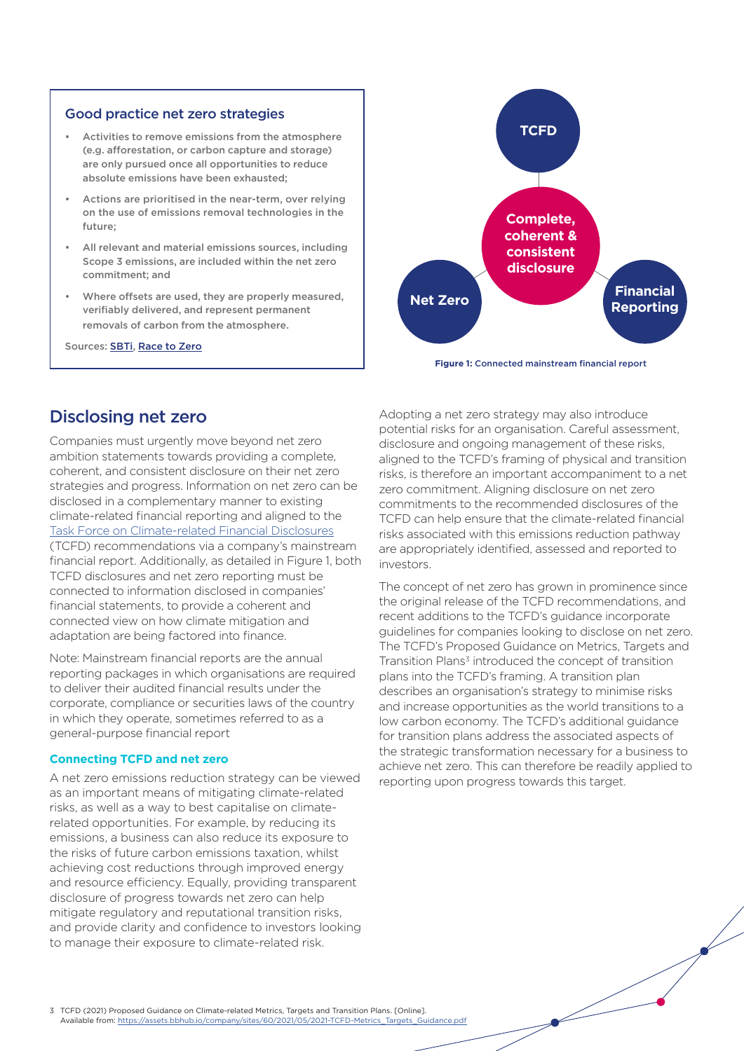## Good practice net zero strategies

- Activities to remove emissions from the atmosphere (e.g. afforestation, or carbon capture and storage) are only pursued once all opportunities to reduce absolute emissions have been exhausted;
- Actions are prioritised in the near-term, over relying on the use of emissions removal technologies in the future;
- All relevant and material emissions sources, including Scope 3 emissions, are included within the net zero commitment; and
- Where offsets are used, they are properly measured, verifiably delivered, and represent permanent removals of carbon from the atmosphere.

Sources: [SBTi](), [Race to Zero]()

TCFD

Complete, coherent & consistent disclosure

Net Zero

Financial Reporting

**Figure 1:** Connected mainstream financial report

## Disclosing net zero

Companies must urgently move beyond net zero ambition statements towards providing a complete, coherent, and consistent disclosure on their net zero strategies and progress. Information on net zero can be disclosed in a complementary manner to existing climate-related financial reporting and aligned to the Task Force on Climate-related Financial Disclosures (TCFD) recommendations via a company's mainstream financial report. Additionally, as detailed in Figure 1, both TCFD disclosures and net zero reporting must be connected to information disclosed in companies' financial statements, to provide a coherent and connected view on how climate mitigation and adaptation are being factored into finance.

Note: Mainstream financial reports are the annual reporting packages in which organisations are required to deliver their audited financial results under the corporate, compliance or securities laws of the country in which they operate, sometimes referred to as a general-purpose financial report

### Connecting TCFD and net zero

A net zero emissions reduction strategy can be viewed as an important means of mitigating climate-related risks, as well as a way to best capitalise on climate-related opportunities. For example, by reducing its emissions, a business can also reduce its exposure to the risks of future carbon emissions taxation, whilst achieving cost reductions through improved energy and resource efficiency. Equally, providing transparent disclosure of progress towards net zero can help mitigate regulatory and reputational transition risks, and provide clarity and confidence to investors looking to manage their exposure to climate-related risk.

Adopting a net zero strategy may also introduce potential risks for an organisation. Careful assessment, disclosure and ongoing management of these risks, aligned to the TCFD's framing of physical and transition risks, is therefore an important accompaniment to a net zero commitment. Aligning disclosure on net zero commitments to the recommended disclosures of the TCFD can help ensure that the climate-related financial risks associated with this emissions reduction pathway are appropriately identified, assessed and reported to investors.

The concept of net zero has grown in prominence since the original release of the TCFD recommendations, and recent additions to the TCFD's guidance incorporate guidelines for companies looking to disclose on net zero. The TCFD's Proposed Guidance on Metrics, Targets and Transition Plans[3] introduced the concept of transition plans into the TCFD's framing. A transition plan describes an organisation's strategy to minimise risks and increase opportunities as the world transitions to a low carbon economy. The TCFD's additional guidance for transition plans address the associated aspects of the strategic transformation necessary for a business to achieve net zero. This can therefore be readily applied to reporting upon progress towards this target.

3 TCFD (2021) Proposed Guidance on Climate-related Metrics, Targets and Transition Plans. [Online]. Available from: https://assets.bbhub.io/company/sites/60/2021/05/2021-TCFD-Metrics_Targets_Guidance.pdf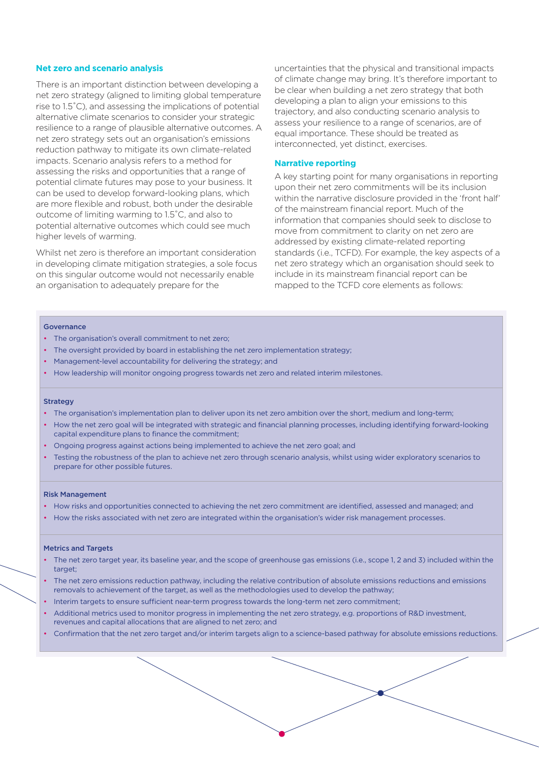## Net zero and scenario analysis

There is an important distinction between developing a net zero strategy (aligned to limiting global temperature rise to 1.5˚C), and assessing the implications of potential alternative climate scenarios to consider your strategic resilience to a range of plausible alternative outcomes. A net zero strategy sets out an organisation's emissions reduction pathway to mitigate its own climate-related impacts. Scenario analysis refers to a method for assessing the risks and opportunities that a range of potential climate futures may pose to your business. It can be used to develop forward-looking plans, which are more flexible and robust, both under the desirable outcome of limiting warming to 1.5˚C, and also to potential alternative outcomes which could see much higher levels of warming.

Whilst net zero is therefore an important consideration in developing climate mitigation strategies, a sole focus on this singular outcome would not necessarily enable an organisation to adequately prepare for the uncertainties that the physical and transitional impacts of climate change may bring. It's therefore important to be clear when building a net zero strategy that both developing a plan to align your emissions to this trajectory, and also conducting scenario analysis to assess your resilience to a range of scenarios, are of equal importance. These should be treated as interconnected, yet distinct, exercises.

## Narrative reporting

A key starting point for many organisations in reporting upon their net zero commitments will be its inclusion within the narrative disclosure provided in the 'front half' of the mainstream financial report. Much of the information that companies should seek to disclose to move from commitment to clarity on net zero are addressed by existing climate-related reporting standards (i.e., TCFD). For example, the key aspects of a net zero strategy which an organisation should seek to include in its mainstream financial report can be mapped to the TCFD core elements as follows:

**Governance**

- The organisation's overall commitment to net zero;
- The oversight provided by board in establishing the net zero implementation strategy;
- Management-level accountability for delivering the strategy; and
- How leadership will monitor ongoing progress towards net zero and related interim milestones.

**Strategy**

- The organisation's implementation plan to deliver upon its net zero ambition over the short, medium and long-term;
- How the net zero goal will be integrated with strategic and financial planning processes, including identifying forward-looking capital expenditure plans to finance the commitment;
- Ongoing progress against actions being implemented to achieve the net zero goal; and
- Testing the robustness of the plan to achieve net zero through scenario analysis, whilst using wider exploratory scenarios to prepare for other possible futures.

**Risk Management**

- How risks and opportunities connected to achieving the net zero commitment are identified, assessed and managed; and
- How the risks associated with net zero are integrated within the organisation's wider risk management processes.

**Metrics and Targets**

- The net zero target year, its baseline year, and the scope of greenhouse gas emissions (i.e., scope 1, 2 and 3) included within the target;
- The net zero emissions reduction pathway, including the relative contribution of absolute emissions reductions and emissions removals to achievement of the target, as well as the methodologies used to develop the pathway;
- Interim targets to ensure sufficient near-term progress towards the long-term net zero commitment;
- Additional metrics used to monitor progress in implementing the net zero strategy, e.g. proportions of R&D investment, revenues and capital allocations that are aligned to net zero; and
- Confirmation that the net zero target and/or interim targets align to a science-based pathway for absolute emissions reductions.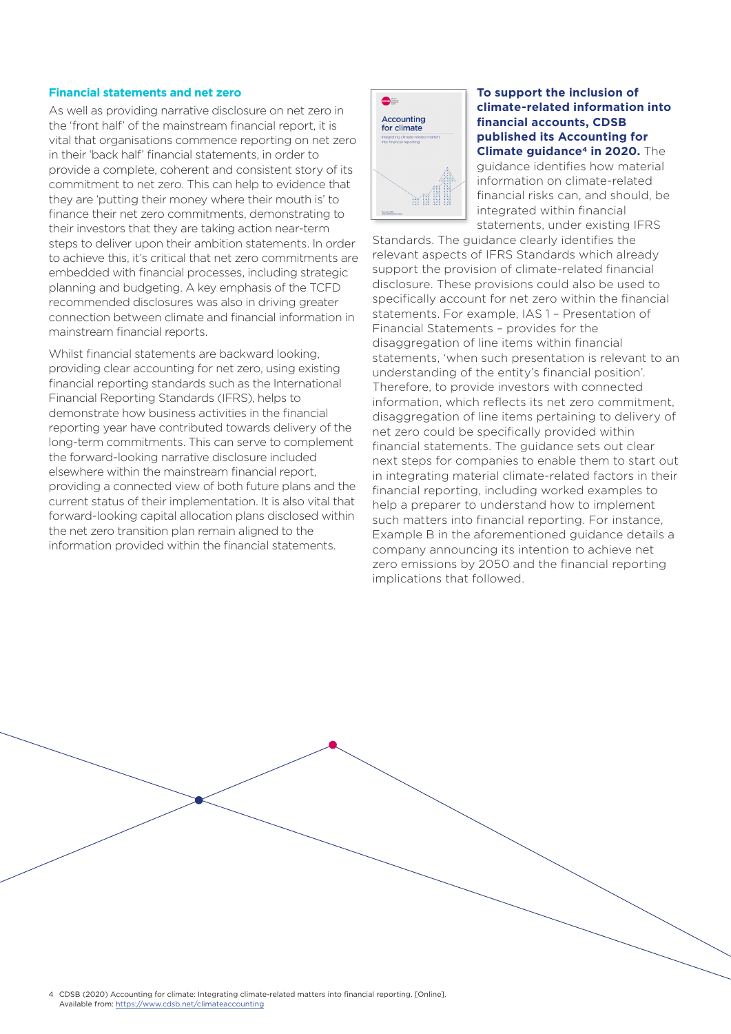### Financial statements and net zero

As well as providing narrative disclosure on net zero in the 'front half' of the mainstream financial report, it is vital that organisations commence reporting on net zero in their 'back half' financial statements, in order to provide a complete, coherent and consistent story of its commitment to net zero. This can help to evidence that they are 'putting their money where their mouth is' to finance their net zero commitments, demonstrating to their investors that they are taking action near-term steps to deliver upon their ambition statements. In order to achieve this, it's critical that net zero commitments are embedded with financial processes, including strategic planning and budgeting. A key emphasis of the TCFD recommended disclosures was also in driving greater connection between climate and financial information in mainstream financial reports.

Whilst financial statements are backward looking, providing clear accounting for net zero, using existing financial reporting standards such as the International Financial Reporting Standards (IFRS), helps to demonstrate how business activities in the financial reporting year have contributed towards delivery of the long-term commitments. This can serve to complement the forward-looking narrative disclosure included elsewhere within the mainstream financial report, providing a connected view of both future plans and the current status of their implementation. It is also vital that forward-looking capital allocation plans disclosed within the net zero transition plan remain aligned to the information provided within the financial statements.

**To support the inclusion of climate-related information into financial accounts, CDSB published its Accounting for Climate guidance[4] in 2020.** The guidance identifies how material information on climate-related financial risks can, and should, be integrated within financial statements, under existing IFRS Standards. The guidance clearly identifies the relevant aspects of IFRS Standards which already support the provision of climate-related financial disclosure. These provisions could also be used to specifically account for net zero within the financial statements. For example, IAS 1 – Presentation of Financial Statements – provides for the disaggregation of line items within financial statements, 'when such presentation is relevant to an understanding of the entity's financial position'. Therefore, to provide investors with connected information, which reflects its net zero commitment, disaggregation of line items pertaining to delivery of net zero could be specifically provided within financial statements. The guidance sets out clear next steps for companies to enable them to start out in integrating material climate-related factors in their financial reporting, including worked examples to help a preparer to understand how to implement such matters into financial reporting. For instance, Example B in the aforementioned guidance details a company announcing its intention to achieve net zero emissions by 2050 and the financial reporting implications that followed.

4 CDSB (2020) Accounting for climate: Integrating climate-related matters into financial reporting. [Online]. Available from: https://www.cdsb.net/climateaccounting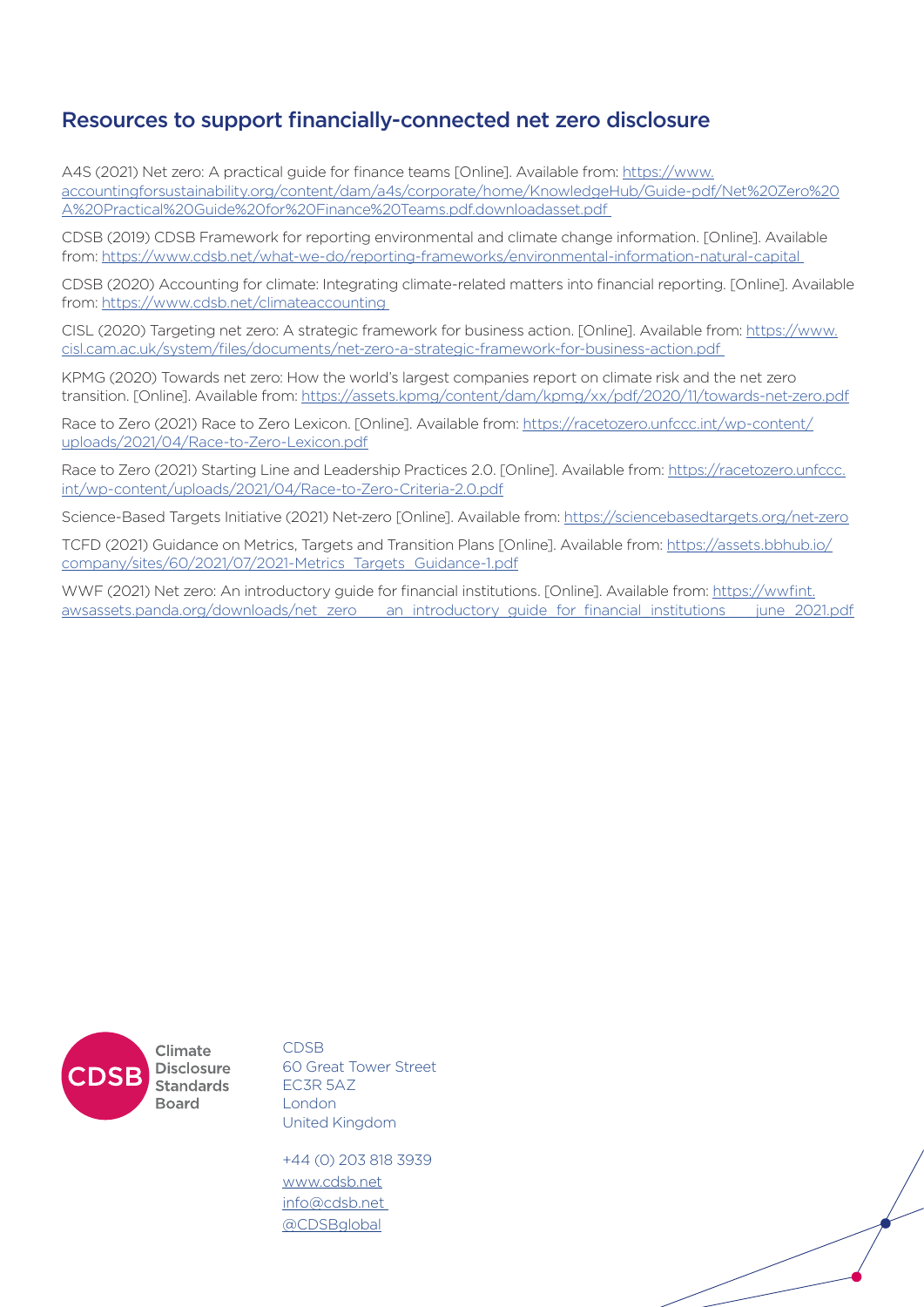## Resources to support financially-connected net zero disclosure

A4S (2021) Net zero: A practical guide for finance teams [Online]. Available from: https://www.accountingforsustainability.org/content/dam/a4s/corporate/home/KnowledgeHub/Guide-pdf/Net%20Zero%20A%20Practical%20Guide%20for%20Finance%20Teams.pdf.downloadasset.pdf

CDSB (2019) CDSB Framework for reporting environmental and climate change information. [Online]. Available from: https://www.cdsb.net/what-we-do/reporting-frameworks/environmental-information-natural-capital

CDSB (2020) Accounting for climate: Integrating climate-related matters into financial reporting. [Online]. Available from: https://www.cdsb.net/climateaccounting

CISL (2020) Targeting net zero: A strategic framework for business action. [Online]. Available from: https://www.cisl.cam.ac.uk/system/files/documents/net-zero-a-strategic-framework-for-business-action.pdf

KPMG (2020) Towards net zero: How the world's largest companies report on climate risk and the net zero transition. [Online]. Available from: https://assets.kpmg/content/dam/kpmg/xx/pdf/2020/11/towards-net-zero.pdf

Race to Zero (2021) Race to Zero Lexicon. [Online]. Available from: https://racetozero.unfccc.int/wp-content/uploads/2021/04/Race-to-Zero-Lexicon.pdf

Race to Zero (2021) Starting Line and Leadership Practices 2.0. [Online]. Available from: https://racetozero.unfccc.int/wp-content/uploads/2021/04/Race-to-Zero-Criteria-2.0.pdf

Science-Based Targets Initiative (2021) Net-zero [Online]. Available from: https://sciencebasedtargets.org/net-zero

TCFD (2021) Guidance on Metrics, Targets and Transition Plans [Online]. Available from: https://assets.bbhub.io/company/sites/60/2021/07/2021-Metrics_Targets_Guidance-1.pdf

WWF (2021) Net zero: An introductory guide for financial institutions. [Online]. Available from: https://wwfint.awsassets.panda.org/downloads/net_zero___an_introductory_guide_for_financial_institutions___june_2021.pdf

CDSB Climate Disclosure Standards Board

CDSB
60 Great Tower Street
EC3R 5AZ
London
United Kingdom

+44 (0) 203 818 3939
www.cdsb.net
info@cdsb.net
@CDSBglobal